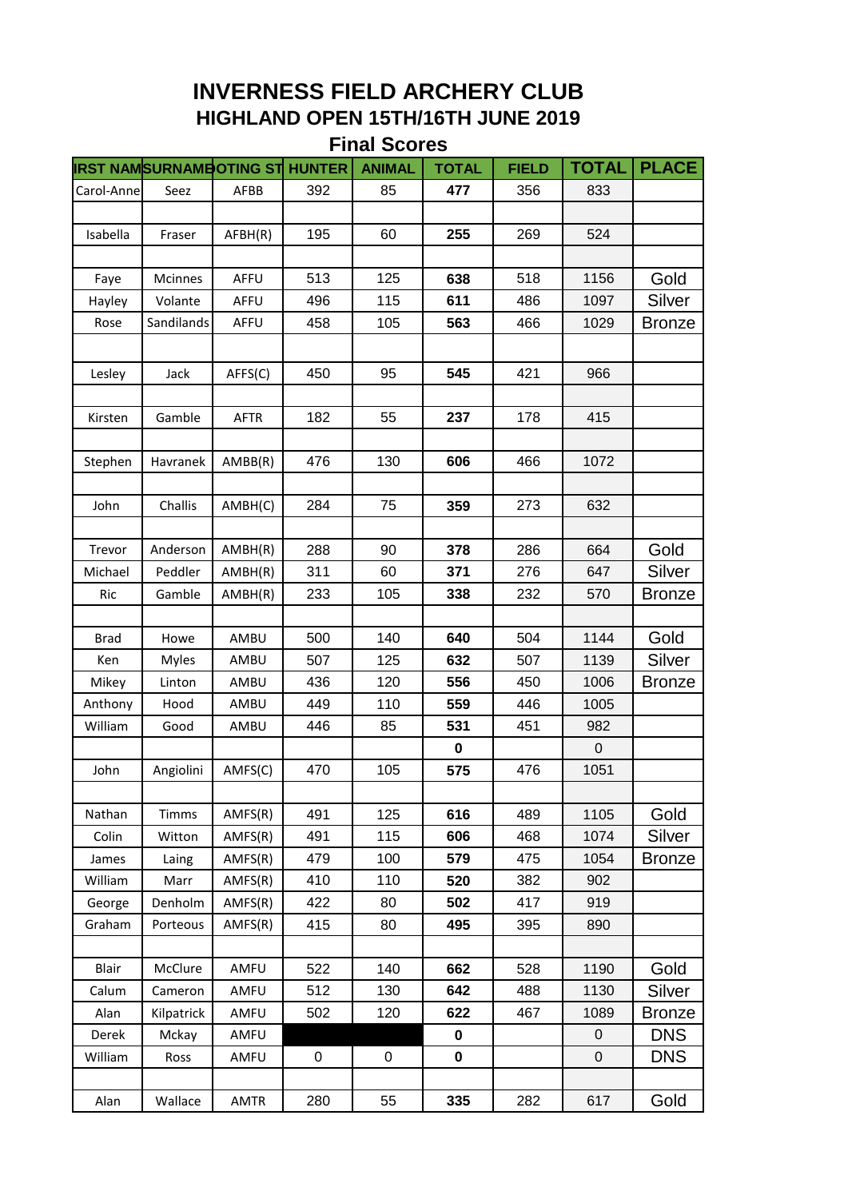# INVERNESS FIELD ARCHERY CLUB

## HIGHLAND OPEN 15TH/16TH JUNE 2019

### Final Scores

| IRST NAM | SURNAME | OTING ST | HUNTER | ANIMAL | TOTAL | FIELD | TOTAL | PLACE |
|---|---|---|---|---|---|---|---|---|
| Carol-Anne | Seez | AFBB | 392 | 85 | **477** | 356 | 833 | |
| | | | | | | | | |
| Isabella | Fraser | AFBH(R) | 195 | 60 | **255** | 269 | 524 | |
| | | | | | | | | |
| Faye | Mcinnes | AFFU | 513 | 125 | **638** | 518 | 1156 | Gold |
| Hayley | Volante | AFFU | 496 | 115 | **611** | 486 | 1097 | Silver |
| Rose | Sandilands | AFFU | 458 | 105 | **563** | 466 | 1029 | Bronze |
| | | | | | | | | |
| Lesley | Jack | AFFS(C) | 450 | 95 | **545** | 421 | 966 | |
| | | | | | | | | |
| Kirsten | Gamble | AFTR | 182 | 55 | **237** | 178 | 415 | |
| | | | | | | | | |
| Stephen | Havranek | AMBB(R) | 476 | 130 | **606** | 466 | 1072 | |
| | | | | | | | | |
| John | Challis | AMBH(C) | 284 | 75 | **359** | 273 | 632 | |
| | | | | | | | | |
| Trevor | Anderson | AMBH(R) | 288 | 90 | **378** | 286 | 664 | Gold |
| Michael | Peddler | AMBH(R) | 311 | 60 | **371** | 276 | 647 | Silver |
| Ric | Gamble | AMBH(R) | 233 | 105 | **338** | 232 | 570 | Bronze |
| | | | | | | | | |
| Brad | Howe | AMBU | 500 | 140 | **640** | 504 | 1144 | Gold |
| Ken | Myles | AMBU | 507 | 125 | **632** | 507 | 1139 | Silver |
| Mikey | Linton | AMBU | 436 | 120 | **556** | 450 | 1006 | Bronze |
| Anthony | Hood | AMBU | 449 | 110 | **559** | 446 | 1005 | |
| William | Good | AMBU | 446 | 85 | **531** | 451 | 982 | |
| | | | | | **0** | | 0 | |
| John | Angiolini | AMFS(C) | 470 | 105 | **575** | 476 | 1051 | |
| | | | | | | | | |
| Nathan | Timms | AMFS(R) | 491 | 125 | **616** | 489 | 1105 | Gold |
| Colin | Witton | AMFS(R) | 491 | 115 | **606** | 468 | 1074 | Silver |
| James | Laing | AMFS(R) | 479 | 100 | **579** | 475 | 1054 | Bronze |
| William | Marr | AMFS(R) | 410 | 110 | **520** | 382 | 902 | |
| George | Denholm | AMFS(R) | 422 | 80 | **502** | 417 | 919 | |
| Graham | Porteous | AMFS(R) | 415 | 80 | **495** | 395 | 890 | |
| | | | | | | | | |
| Blair | McClure | AMFU | 522 | 140 | **662** | 528 | 1190 | Gold |
| Calum | Cameron | AMFU | 512 | 130 | **642** | 488 | 1130 | Silver |
| Alan | Kilpatrick | AMFU | 502 | 120 | **622** | 467 | 1089 | Bronze |
| Derek | Mckay | AMFU | | | **0** | | 0 | DNS |
| William | Ross | AMFU | 0 | 0 | **0** | | 0 | DNS |
| | | | | | | | | |
| Alan | Wallace | AMTR | 280 | 55 | **335** | 282 | 617 | Gold |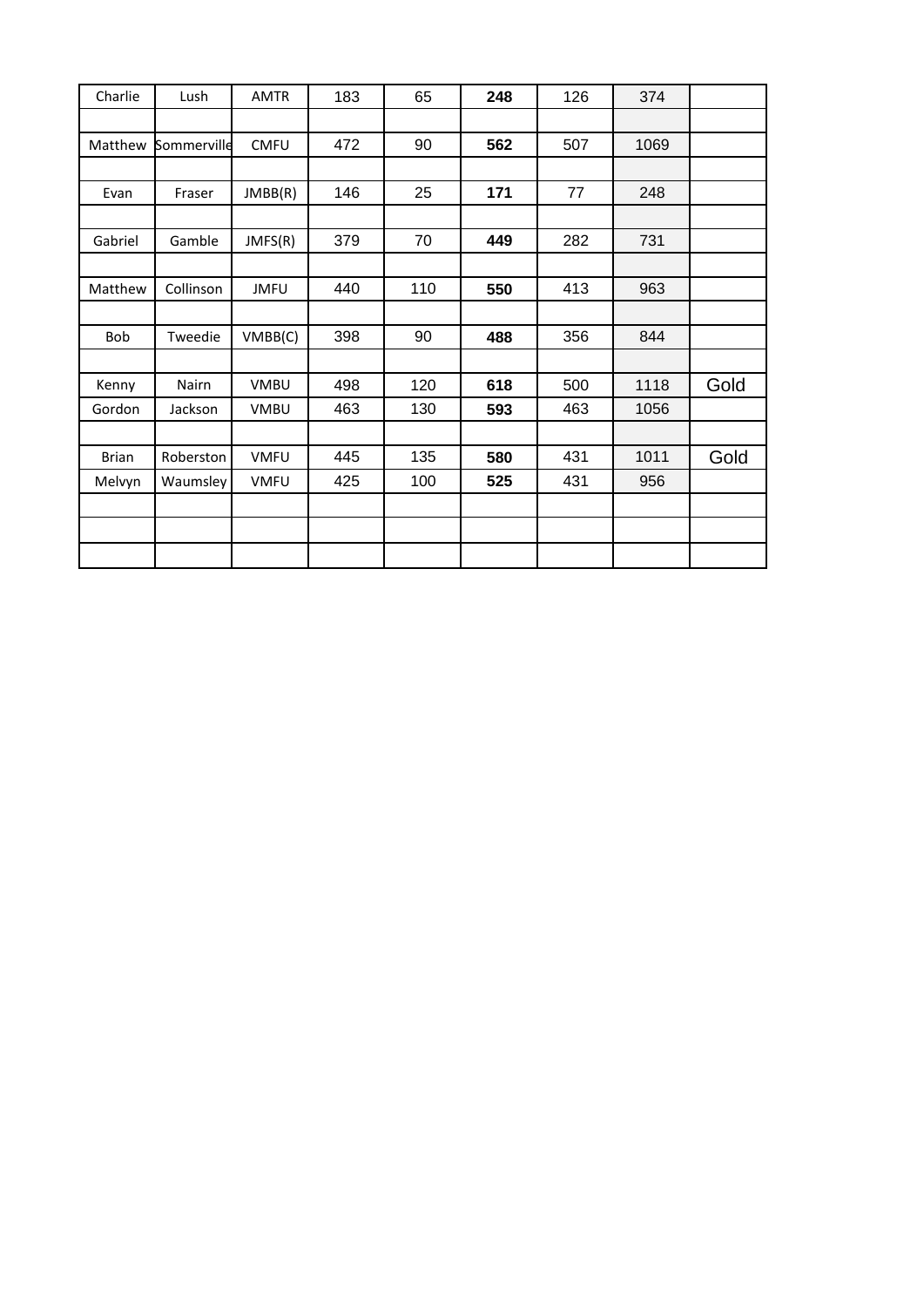| | | | | | | | | |
|---|---|---|---|---|---|---|---|---|
| Charlie | Lush | AMTR | 183 | 65 | **248** | 126 | 374 | |
| | | | | | | | | |
| Matthew | Sommerville | CMFU | 472 | 90 | **562** | 507 | 1069 | |
| | | | | | | | | |
| Evan | Fraser | JMBB(R) | 146 | 25 | **171** | 77 | 248 | |
| | | | | | | | | |
| Gabriel | Gamble | JMFS(R) | 379 | 70 | **449** | 282 | 731 | |
| | | | | | | | | |
| Matthew | Collinson | JMFU | 440 | 110 | **550** | 413 | 963 | |
| | | | | | | | | |
| Bob | Tweedie | VMBB(C) | 398 | 90 | **488** | 356 | 844 | |
| | | | | | | | | |
| Kenny | Nairn | VMBU | 498 | 120 | **618** | 500 | 1118 | Gold |
| Gordon | Jackson | VMBU | 463 | 130 | **593** | 463 | 1056 | |
| | | | | | | | | |
| Brian | Roberston | VMFU | 445 | 135 | **580** | 431 | 1011 | Gold |
| Melvyn | Waumsley | VMFU | 425 | 100 | **525** | 431 | 956 | |
| | | | | | | | | |
| | | | | | | | | |
| | | | | | | | | |